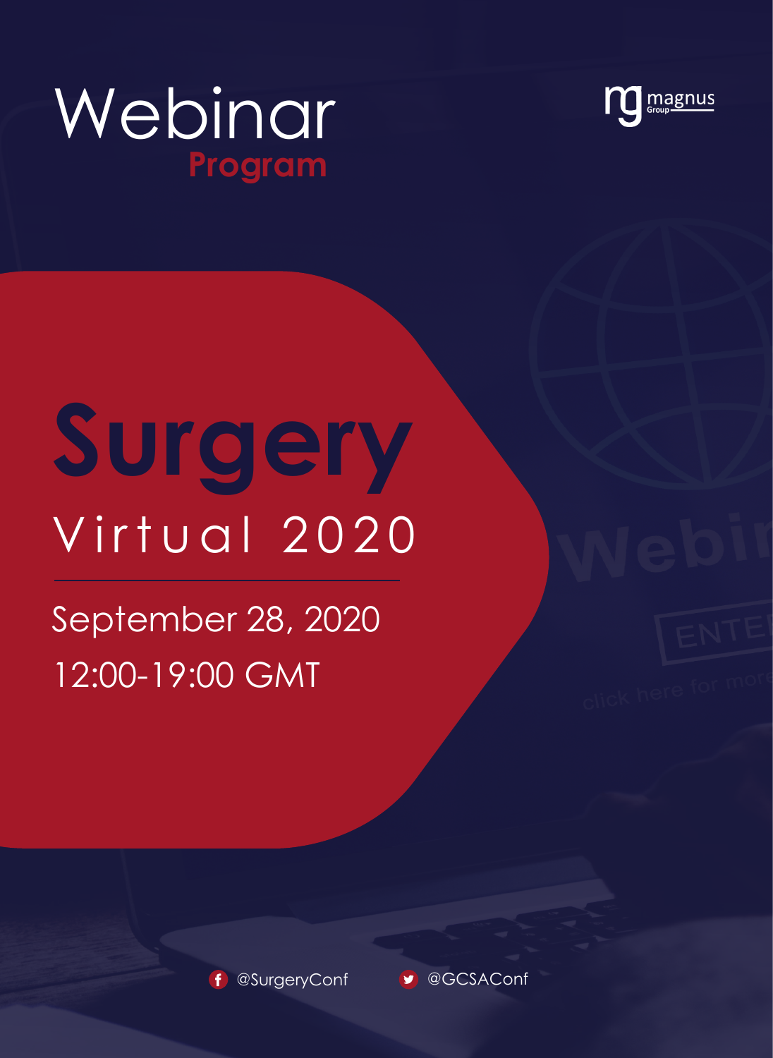# Webinar

## Program

magnus Group

# Surgery

## Virtual 2020

September 28, 2020

12:00-19:00 GMT

@SurgeryConf

@GCSAConf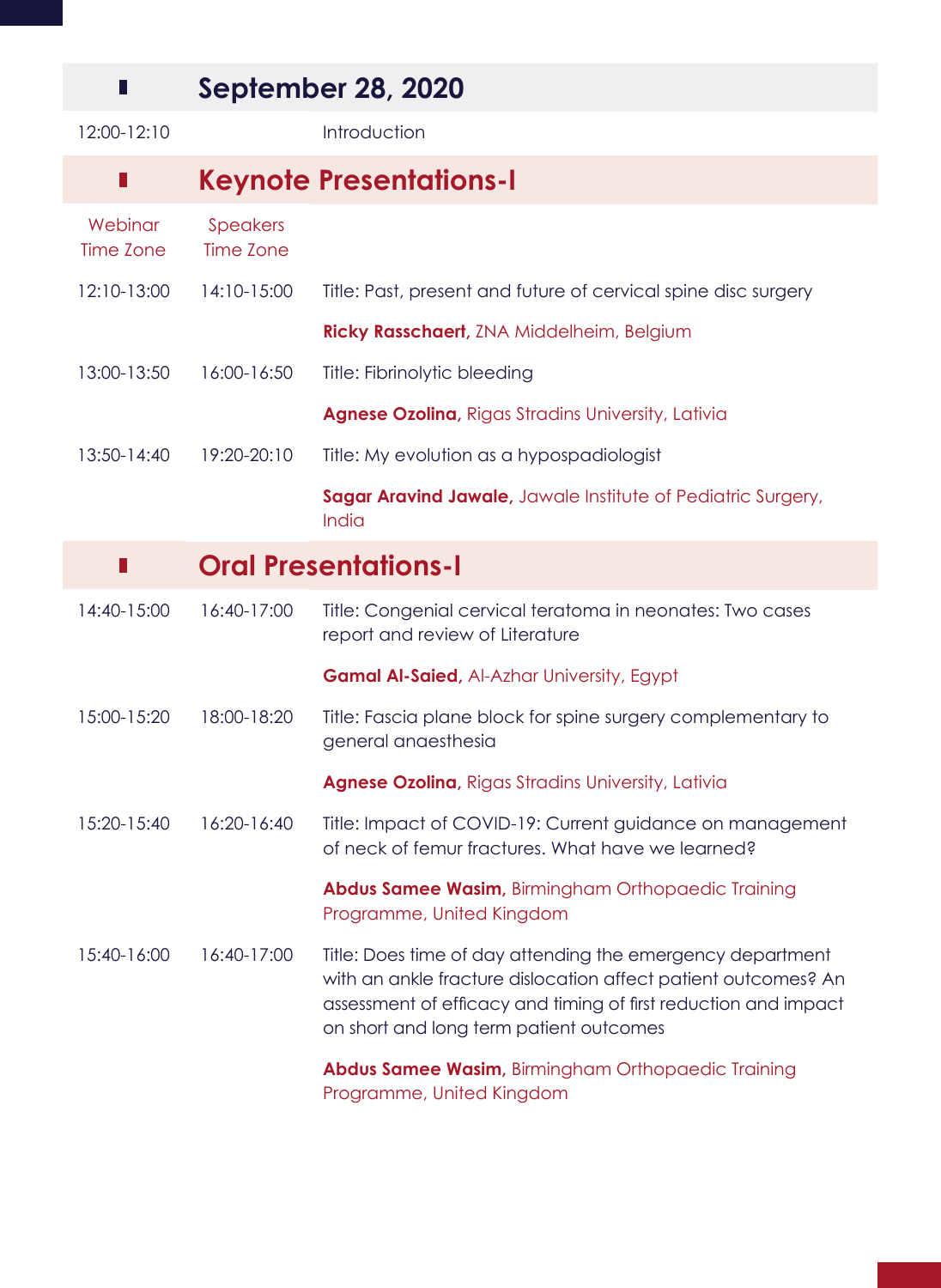## September 28, 2020

| | | |
|---|---|---|
| 12:00-12:10 | | Introduction |

## Keynote Presentations-I

| Webinar Time Zone | Speakers Time Zone | |
|---|---|---|
| 12:10-13:00 | 14:10-15:00 | Title: Past, present and future of cervical spine disc surgery |
| | | **Ricky Rasschaert,** ZNA Middelheim, Belgium |
| 13:00-13:50 | 16:00-16:50 | Title: Fibrinolytic bleeding |
| | | **Agnese Ozolina,** Rigas Stradins University, Lativia |
| 13:50-14:40 | 19:20-20:10 | Title: My evolution as a hypospadiologist |
| | | **Sagar Aravind Jawale,** Jawale Institute of Pediatric Surgery, India |

## Oral Presentations-I

| | | |
|---|---|---|
| 14:40-15:00 | 16:40-17:00 | Title: Congenial cervical teratoma in neonates: Two cases report and review of Literature |
| | | **Gamal Al-Saied,** Al-Azhar University, Egypt |
| 15:00-15:20 | 18:00-18:20 | Title: Fascia plane block for spine surgery complementary to general anaesthesia |
| | | **Agnese Ozolina,** Rigas Stradins University, Lativia |
| 15:20-15:40 | 16:20-16:40 | Title: Impact of COVID-19: Current guidance on management of neck of femur fractures. What have we learned? |
| | | **Abdus Samee Wasim,** Birmingham Orthopaedic Training Programme, United Kingdom |
| 15:40-16:00 | 16:40-17:00 | Title: Does time of day attending the emergency department with an ankle fracture dislocation affect patient outcomes? An assessment of efficacy and timing of first reduction and impact on short and long term patient outcomes |
| | | **Abdus Samee Wasim,** Birmingham Orthopaedic Training Programme, United Kingdom |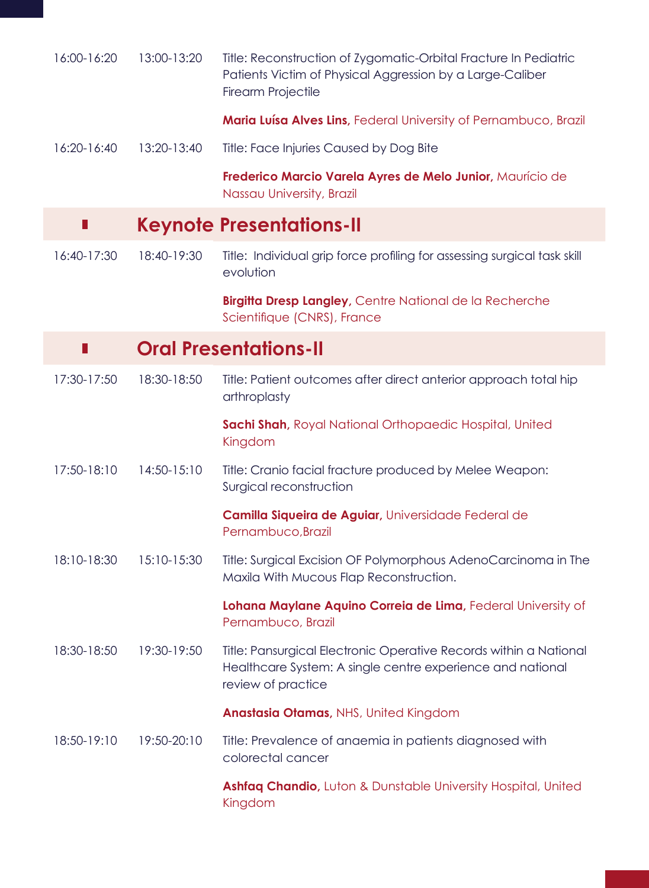| | | |
|---|---|---|
| 16:00-16:20 | 13:00-13:20 | Title: Reconstruction of Zygomatic-Orbital Fracture In Pediatric Patients Victim of Physical Aggression by a Large-Caliber Firearm Projectile |
| | | **Maria Luísa Alves Lins,** Federal University of Pernambuco, Brazil |
| 16:20-16:40 | 13:20-13:40 | Title: Face Injuries Caused by Dog Bite |
| | | **Frederico Marcio Varela Ayres de Melo Junior,** Maurício de Nassau University, Brazil |

## Keynote Presentations-II

| | | |
|---|---|---|
| 16:40-17:30 | 18:40-19:30 | Title: Individual grip force profiling for assessing surgical task skill evolution |
| | | **Birgitta Dresp Langley,** Centre National de la Recherche Scientifique (CNRS), France |

## Oral Presentations-II

| | | |
|---|---|---|
| 17:30-17:50 | 18:30-18:50 | Title: Patient outcomes after direct anterior approach total hip arthroplasty |
| | | **Sachi Shah,** Royal National Orthopaedic Hospital, United Kingdom |
| 17:50-18:10 | 14:50-15:10 | Title: Cranio facial fracture produced by Melee Weapon: Surgical reconstruction |
| | | **Camilla Siqueira de Aguiar,** Universidade Federal de Pernambuco,Brazil |
| 18:10-18:30 | 15:10-15:30 | Title: Surgical Excision OF Polymorphous AdenoCarcinoma in The Maxila With Mucous Flap Reconstruction. |
| | | **Lohana Maylane Aquino Correia de Lima,** Federal University of Pernambuco, Brazil |
| 18:30-18:50 | 19:30-19:50 | Title: Pansurgical Electronic Operative Records within a National Healthcare System: A single centre experience and national review of practice |
| | | **Anastasia Otamas,** NHS, United Kingdom |
| 18:50-19:10 | 19:50-20:10 | Title: Prevalence of anaemia in patients diagnosed with colorectal cancer |
| | | **Ashfaq Chandio,** Luton & Dunstable University Hospital, United Kingdom |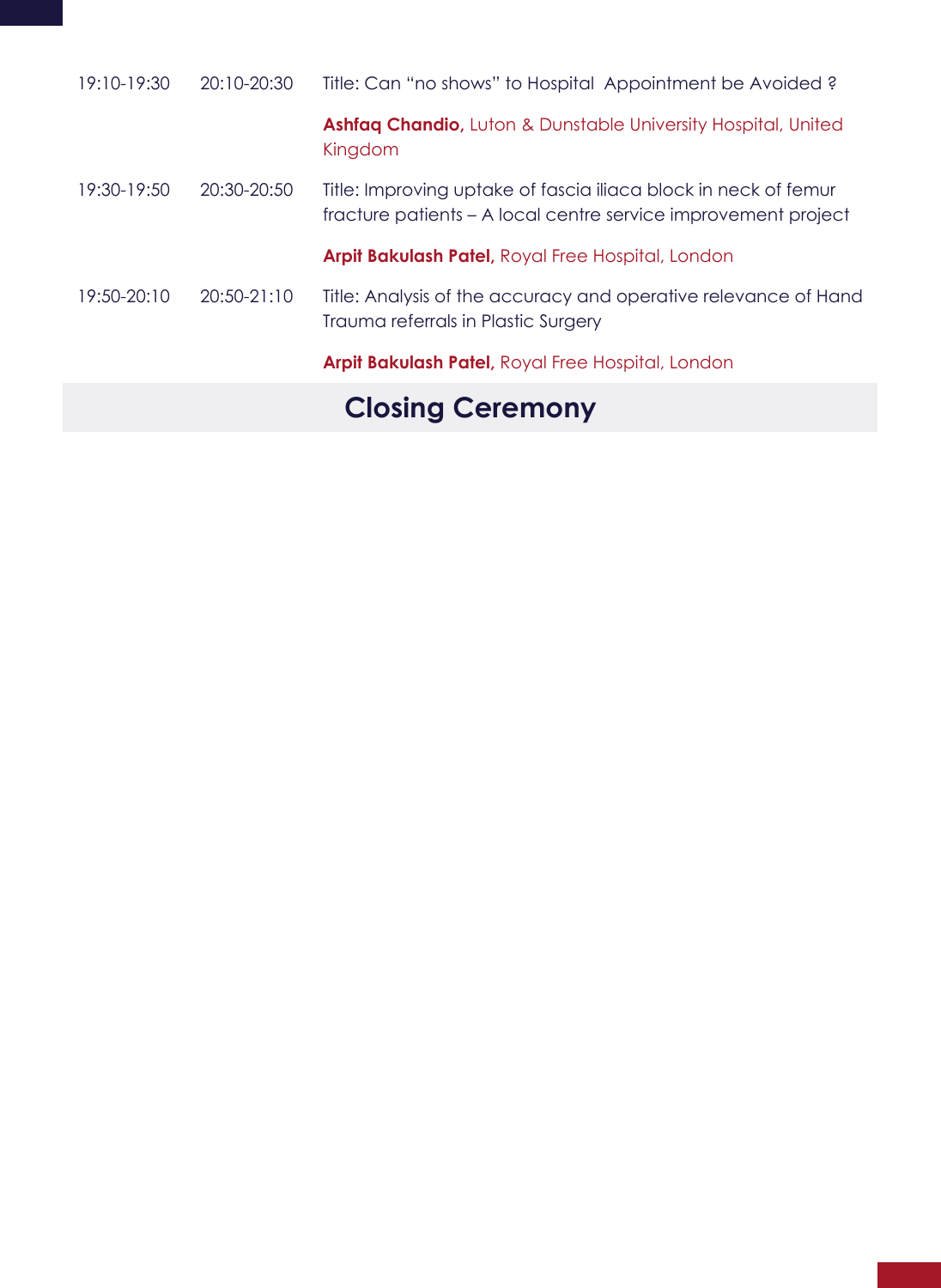| | | |
|---|---|---|
| 19:10-19:30 | 20:10-20:30 | Title: Can "no shows" to Hospital Appointment be Avoided ? |
| | | **Ashfaq Chandio,** Luton & Dunstable University Hospital, United Kingdom |
| 19:30-19:50 | 20:30-20:50 | Title: Improving uptake of fascia iliaca block in neck of femur fracture patients – A local centre service improvement project |
| | | **Arpit Bakulash Patel,** Royal Free Hospital, London |
| 19:50-20:10 | 20:50-21:10 | Title: Analysis of the accuracy and operative relevance of Hand Trauma referrals in Plastic Surgery |
| | | **Arpit Bakulash Patel,** Royal Free Hospital, London |

## Closing Ceremony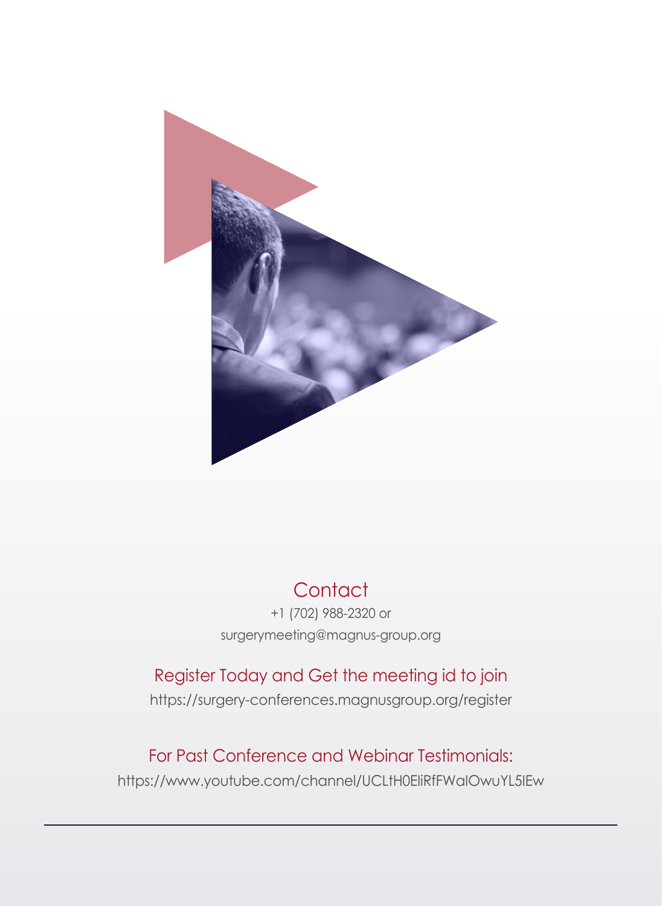## Contact

+1 (702) 988-2320 or
surgerymeeting@magnus-group.org

## Register Today and Get the meeting id to join

https://surgery-conferences.magnusgroup.org/register

## For Past Conference and Webinar Testimonials:

https://www.youtube.com/channel/UCLtH0EliRfFWalOwuYL5lEw